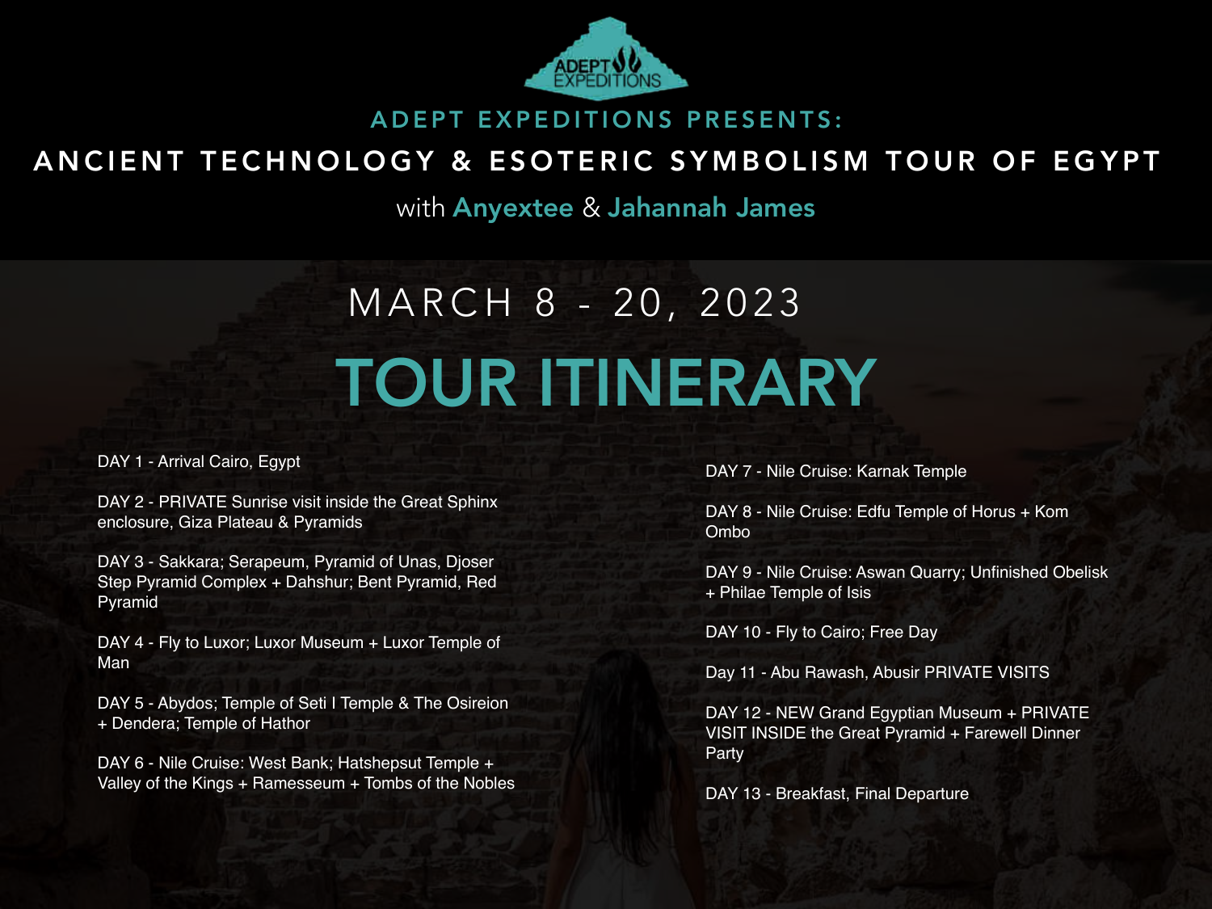ADEPT EXPEDITIONS

ADEPT EXPEDITIONS PRESENTS:

# ANCIENT TECHNOLOGY & ESOTERIC SYMBOLISM TOUR OF EGYPT

with Anyextee & Jahannah James

MARCH 8 - 20, 2023

## TOUR ITINERARY

DAY 1 - Arrival Cairo, Egypt

DAY 2 - PRIVATE Sunrise visit inside the Great Sphinx enclosure, Giza Plateau & Pyramids

DAY 3 - Sakkara; Serapeum, Pyramid of Unas, Djoser Step Pyramid Complex + Dahshur; Bent Pyramid, Red Pyramid

DAY 4 - Fly to Luxor; Luxor Museum + Luxor Temple of Man

DAY 5 - Abydos; Temple of Seti I Temple & The Osireion + Dendera; Temple of Hathor

DAY 6 - Nile Cruise: West Bank; Hatshepsut Temple + Valley of the Kings + Ramesseum + Tombs of the Nobles

DAY 7 - Nile Cruise: Karnak Temple

DAY 8 - Nile Cruise: Edfu Temple of Horus + Kom Ombo

DAY 9 - Nile Cruise: Aswan Quarry; Unfinished Obelisk + Philae Temple of Isis

DAY 10 - Fly to Cairo; Free Day

Day 11 - Abu Rawash, Abusir PRIVATE VISITS

DAY 12 - NEW Grand Egyptian Museum + PRIVATE VISIT INSIDE the Great Pyramid + Farewell Dinner Party

DAY 13 - Breakfast, Final Departure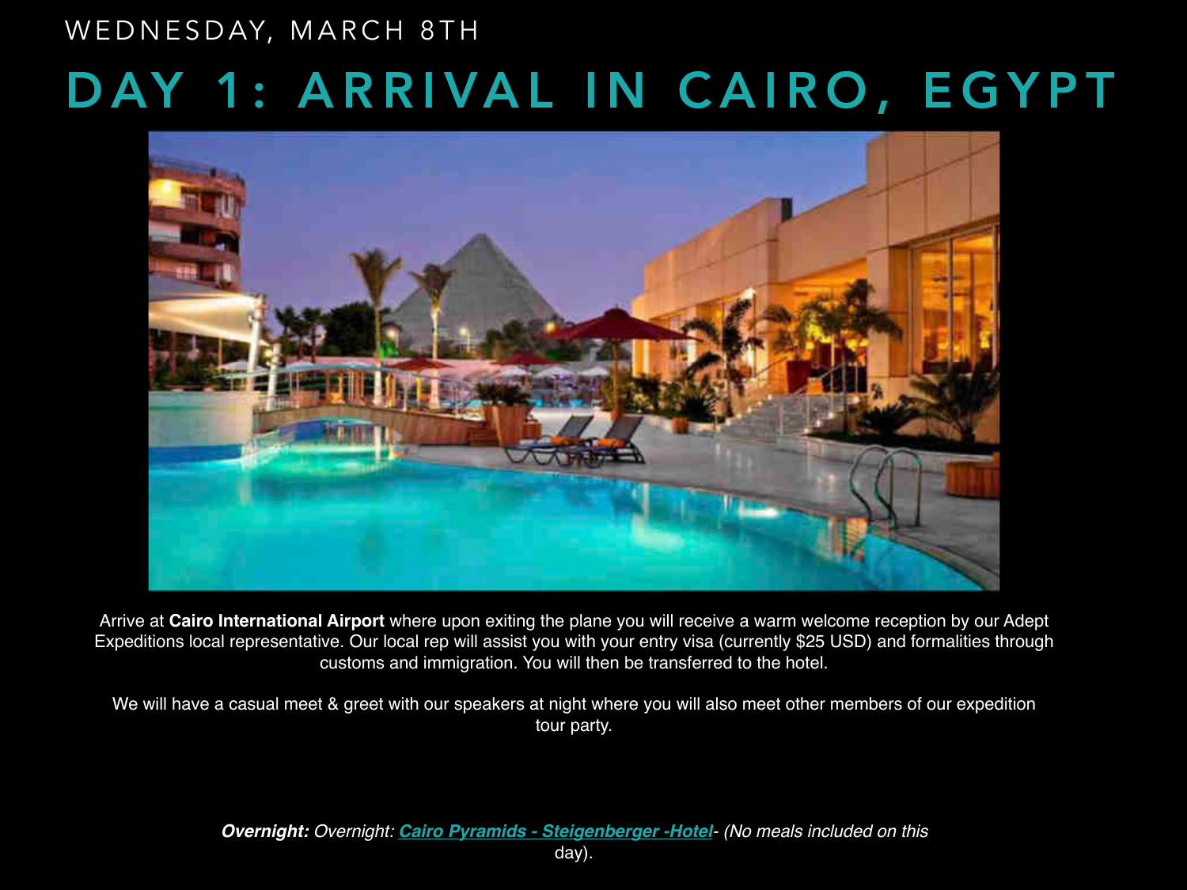WEDNESDAY, MARCH 8TH

# DAY 1: ARRIVAL IN CAIRO, EGYPT

Arrive at **Cairo International Airport** where upon exiting the plane you will receive a warm welcome reception by our Adept Expeditions local representative. Our local rep will assist you with your entry visa (currently $25 USD) and formalities through customs and immigration. You will then be transferred to the hotel.

We will have a casual meet & greet with our speakers at night where you will also meet other members of our expedition tour party.

***Overnight:*** *Overnight:* ***Cairo Pyramids - Steigenberger -Hotel****- (No meals included on this day).*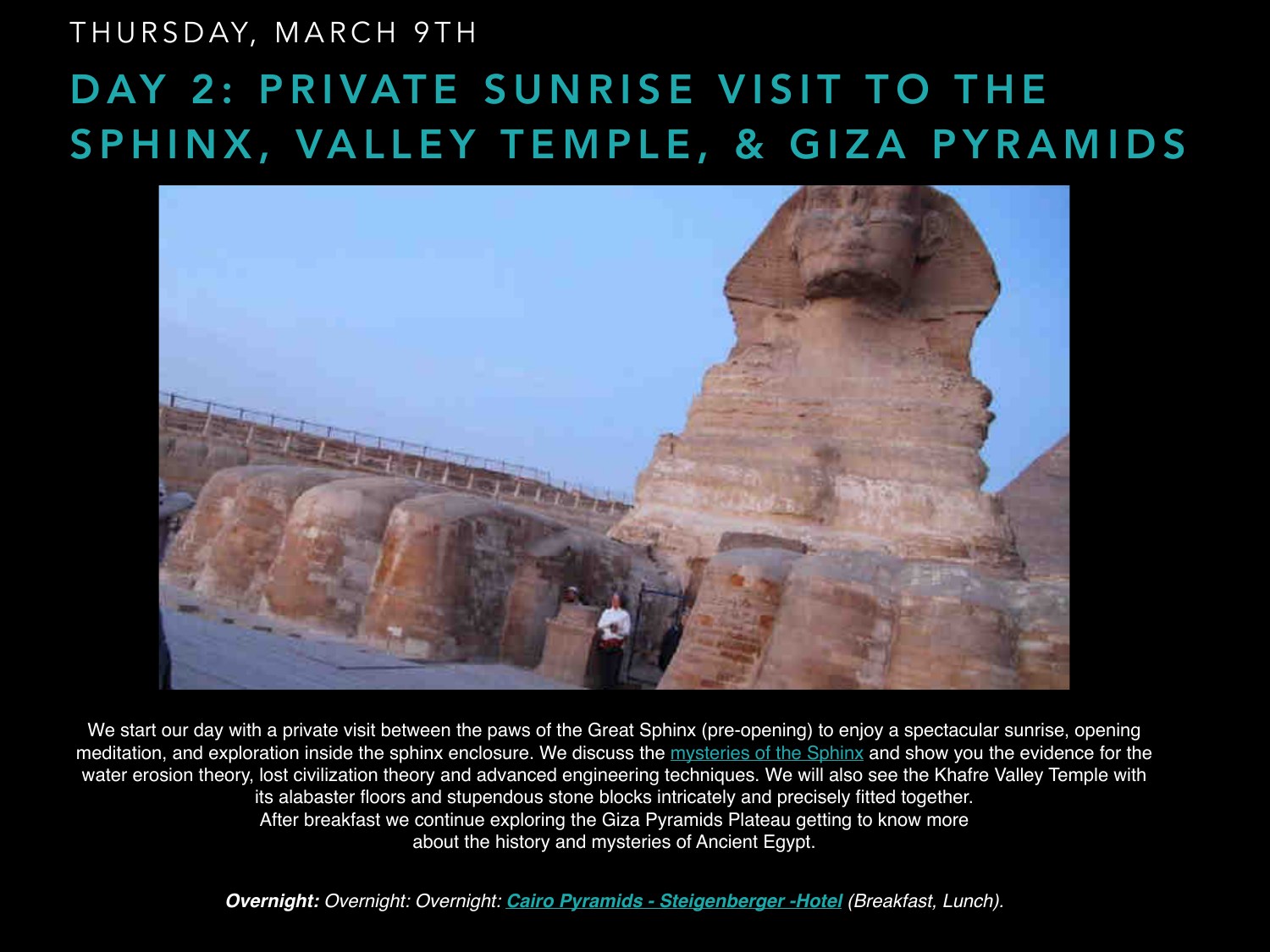THURSDAY, MARCH 9TH

# DAY 2: PRIVATE SUNRISE VISIT TO THE SPHINX, VALLEY TEMPLE, & GIZA PYRAMIDS

We start our day with a private visit between the paws of the Great Sphinx (pre-opening) to enjoy a spectacular sunrise, opening meditation, and exploration inside the sphinx enclosure. We discuss the mysteries of the Sphinx and show you the evidence for the water erosion theory, lost civilization theory and advanced engineering techniques. We will also see the Khafre Valley Temple with its alabaster floors and stupendous stone blocks intricately and precisely fitted together.
After breakfast we continue exploring the Giza Pyramids Plateau getting to know more about the history and mysteries of Ancient Egypt.

***Overnight:*** *Overnight: Overnight:* ***Cairo Pyramids - Steigenberger -Hotel*** *(Breakfast, Lunch).*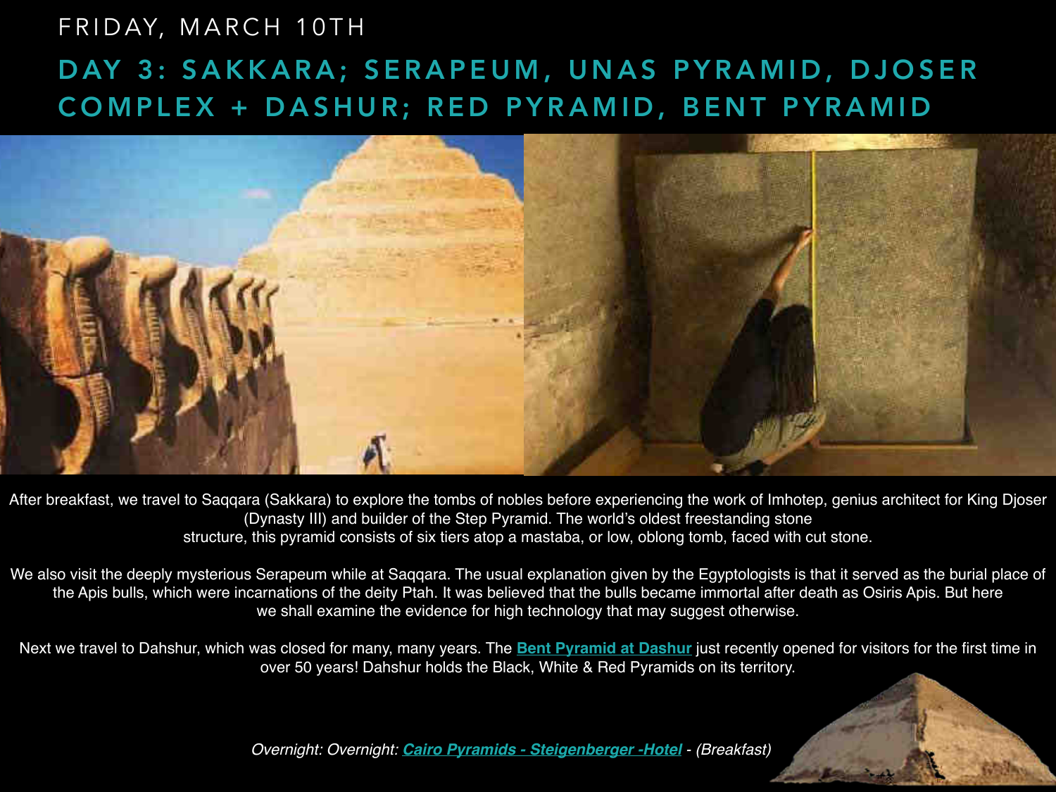FRIDAY, MARCH 10TH

# DAY 3: SAKKARA; SERAPEUM, UNAS PYRAMID, DJOSER COMPLEX + DASHUR; RED PYRAMID, BENT PYRAMID

After breakfast, we travel to Saqqara (Sakkara) to explore the tombs of nobles before experiencing the work of Imhotep, genius architect for King Djoser (Dynasty III) and builder of the Step Pyramid. The world's oldest freestanding stone structure, this pyramid consists of six tiers atop a mastaba, or low, oblong tomb, faced with cut stone.

We also visit the deeply mysterious Serapeum while at Saqqara. The usual explanation given by the Egyptologists is that it served as the burial place of the Apis bulls, which were incarnations of the deity Ptah. It was believed that the bulls became immortal after death as Osiris Apis. But here we shall examine the evidence for high technology that may suggest otherwise.

Next we travel to Dahshur, which was closed for many, many years. The **Bent Pyramid at Dashur** just recently opened for visitors for the first time in over 50 years! Dahshur holds the Black, White & Red Pyramids on its territory.

*Overnight: Overnight: **Cairo Pyramids - Steigenberger -Hotel** - (Breakfast)*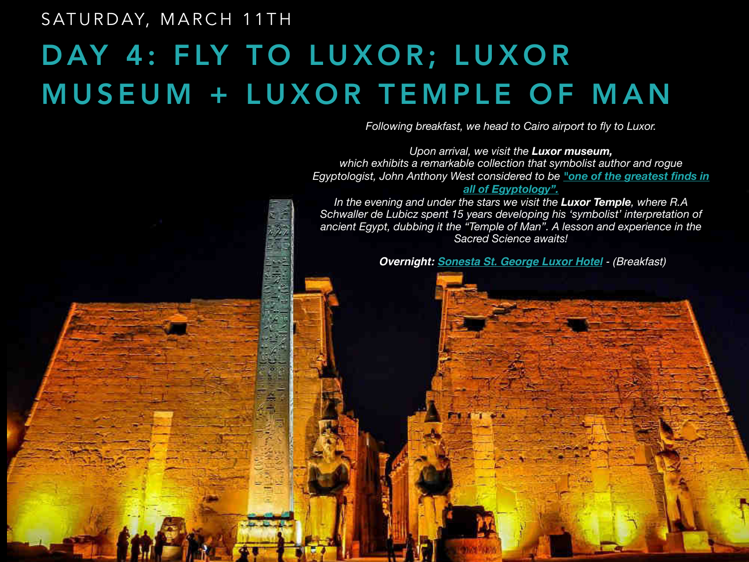SATURDAY, MARCH 11TH

# DAY 4: FLY TO LUXOR; LUXOR MUSEUM + LUXOR TEMPLE OF MAN

*Following breakfast, we head to Cairo airport to fly to Luxor.*

*Upon arrival, we visit the **Luxor museum,** which exhibits a remarkable collection that symbolist author and rogue Egyptologist, John Anthony West considered to be **"one of the greatest finds in all of Egyptology".***

*In the evening and under the stars we visit the **Luxor Temple**, where R.A Schwaller de Lubicz spent 15 years developing his 'symbolist' interpretation of ancient Egypt, dubbing it the "Temple of Man". A lesson and experience in the Sacred Science awaits!*

***Overnight:** **Sonesta St. George Luxor Hotel** - (Breakfast)*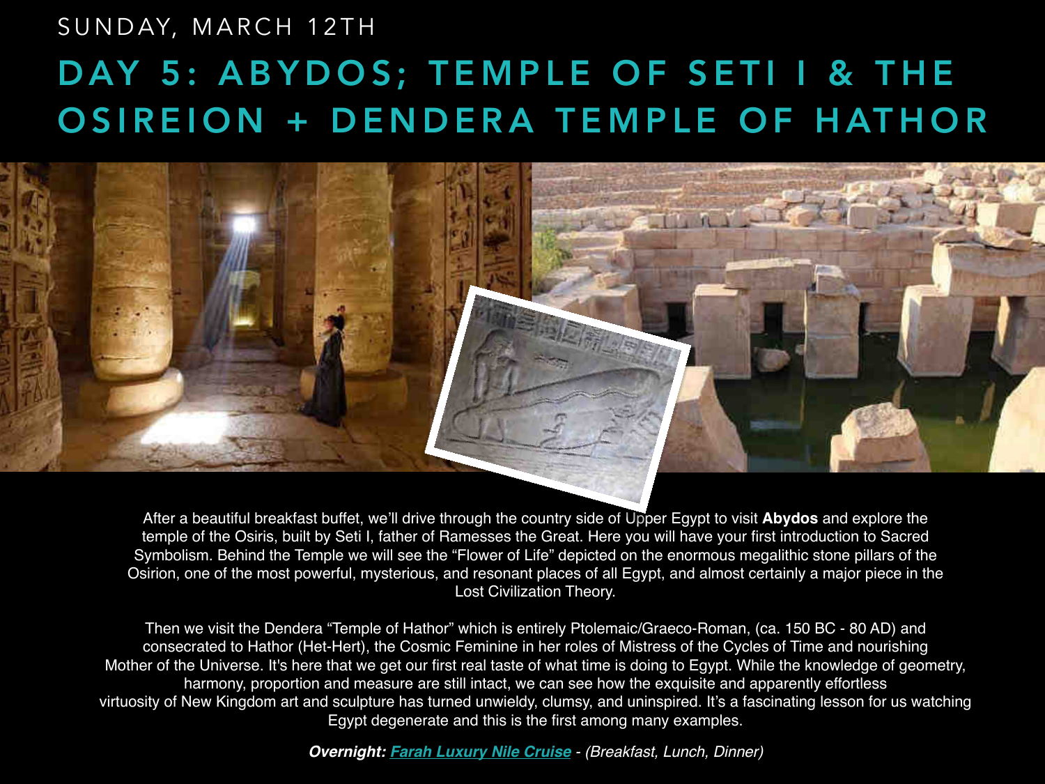SUNDAY, MARCH 12TH

# DAY 5: ABYDOS; TEMPLE OF SETI I & THE OSIREION + DENDERA TEMPLE OF HATHOR

After a beautiful breakfast buffet, we'll drive through the country side of Upper Egypt to visit **Abydos** and explore the temple of the Osiris, built by Seti I, father of Ramesses the Great. Here you will have your first introduction to Sacred Symbolism. Behind the Temple we will see the "Flower of Life" depicted on the enormous megalithic stone pillars of the Osirion, one of the most powerful, mysterious, and resonant places of all Egypt, and almost certainly a major piece in the Lost Civilization Theory.

Then we visit the Dendera "Temple of Hathor" which is entirely Ptolemaic/Graeco-Roman, (ca. 150 BC - 80 AD) and consecrated to Hathor (Het-Hert), the Cosmic Feminine in her roles of Mistress of the Cycles of Time and nourishing Mother of the Universe. It's here that we get our first real taste of what time is doing to Egypt. While the knowledge of geometry, harmony, proportion and measure are still intact, we can see how the exquisite and apparently effortless virtuosity of New Kingdom art and sculpture has turned unwieldy, clumsy, and uninspired. It's a fascinating lesson for us watching Egypt degenerate and this is the first among many examples.

***Overnight:*** *Farah Luxury Nile Cruise - (Breakfast, Lunch, Dinner)*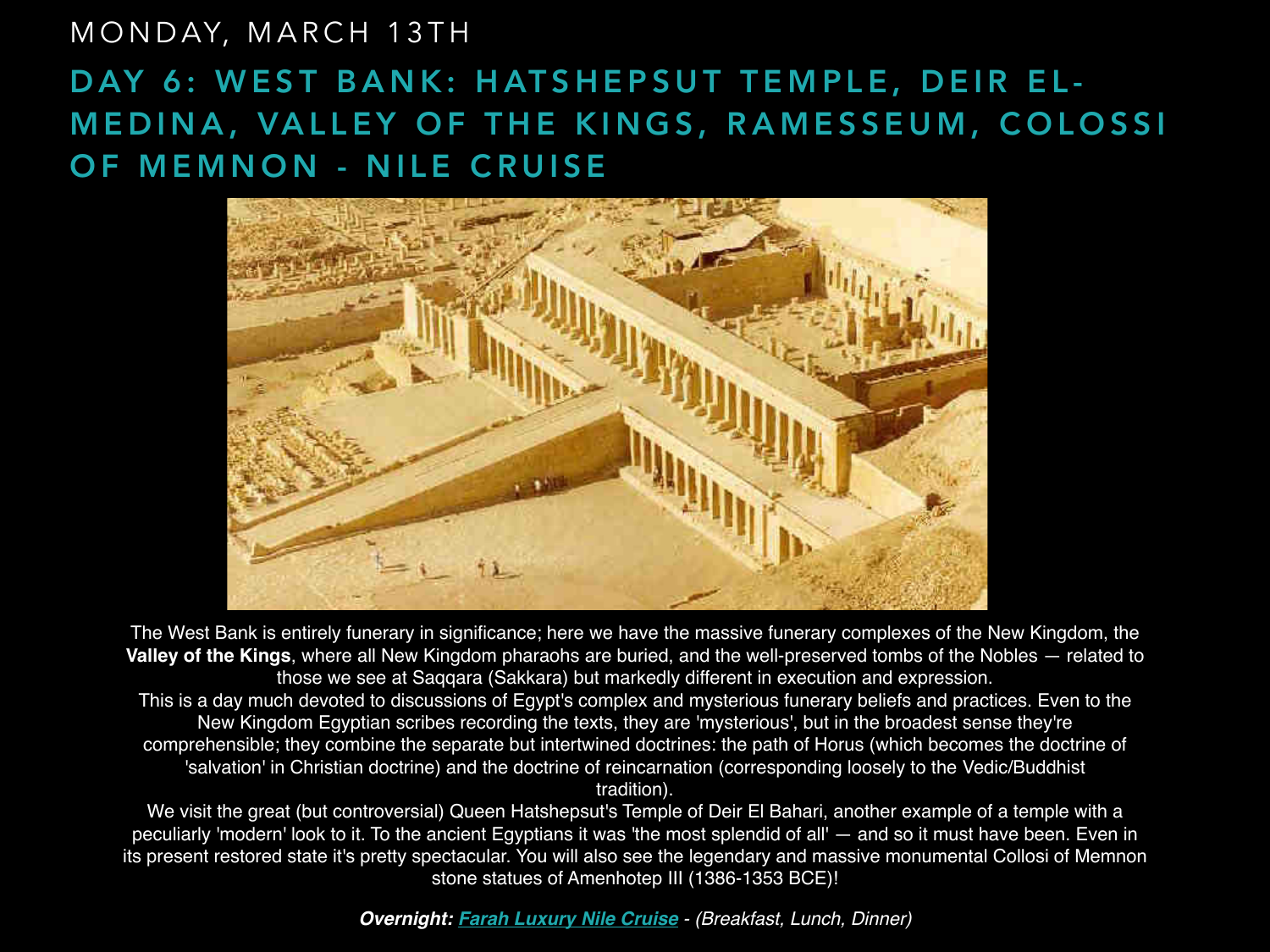MONDAY, MARCH 13TH

## DAY 6: WEST BANK: HATSHEPSUT TEMPLE, DEIR EL-MEDINA, VALLEY OF THE KINGS, RAMESSEUM, COLOSSI OF MEMNON - NILE CRUISE

The West Bank is entirely funerary in significance; here we have the massive funerary complexes of the New Kingdom, the **Valley of the Kings**, where all New Kingdom pharaohs are buried, and the well-preserved tombs of the Nobles — related to those we see at Saqqara (Sakkara) but markedly different in execution and expression.

This is a day much devoted to discussions of Egypt's complex and mysterious funerary beliefs and practices. Even to the New Kingdom Egyptian scribes recording the texts, they are 'mysterious', but in the broadest sense they're comprehensible; they combine the separate but intertwined doctrines: the path of Horus (which becomes the doctrine of 'salvation' in Christian doctrine) and the doctrine of reincarnation (corresponding loosely to the Vedic/Buddhist tradition).

We visit the great (but controversial) Queen Hatshepsut's Temple of Deir El Bahari, another example of a temple with a peculiarly 'modern' look to it. To the ancient Egyptians it was 'the most splendid of all' — and so it must have been. Even in its present restored state it's pretty spectacular. You will also see the legendary and massive monumental Collosi of Memnon stone statues of Amenhotep III (1386-1353 BCE)!

***Overnight:*** ***Farah Luxury Nile Cruise*** *- (Breakfast, Lunch, Dinner)*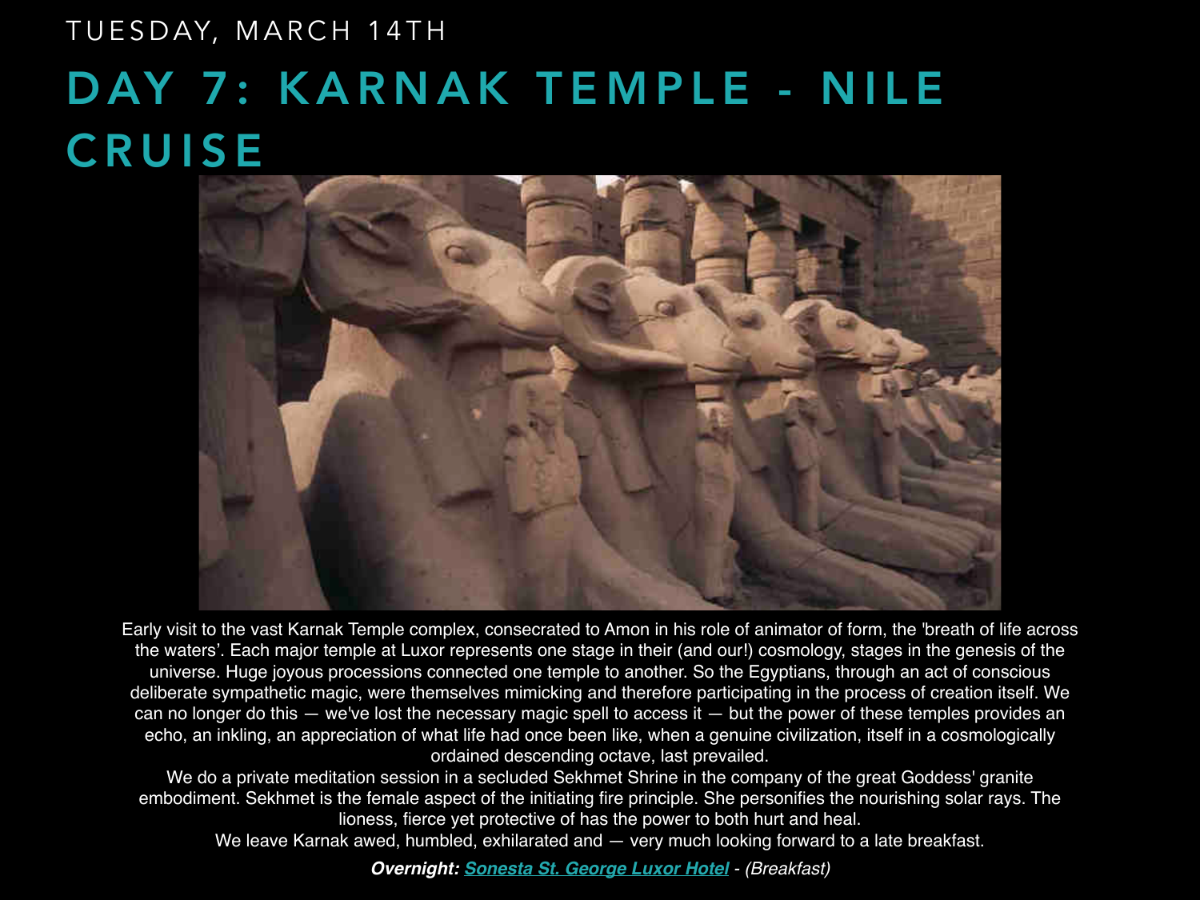TUESDAY, MARCH 14TH

# DAY 7: KARNAK TEMPLE - NILE CRUISE

Early visit to the vast Karnak Temple complex, consecrated to Amon in his role of animator of form, the 'breath of life across the waters'. Each major temple at Luxor represents one stage in their (and our!) cosmology, stages in the genesis of the universe. Huge joyous processions connected one temple to another. So the Egyptians, through an act of conscious deliberate sympathetic magic, were themselves mimicking and therefore participating in the process of creation itself. We can no longer do this — we've lost the necessary magic spell to access it — but the power of these temples provides an echo, an inkling, an appreciation of what life had once been like, when a genuine civilization, itself in a cosmologically ordained descending octave, last prevailed.

We do a private meditation session in a secluded Sekhmet Shrine in the company of the great Goddess' granite embodiment. Sekhmet is the female aspect of the initiating fire principle. She personifies the nourishing solar rays. The lioness, fierce yet protective of has the power to both hurt and heal.

We leave Karnak awed, humbled, exhilarated and — very much looking forward to a late breakfast.

***Overnight:*** ***Sonesta St. George Luxor Hotel*** *- (Breakfast)*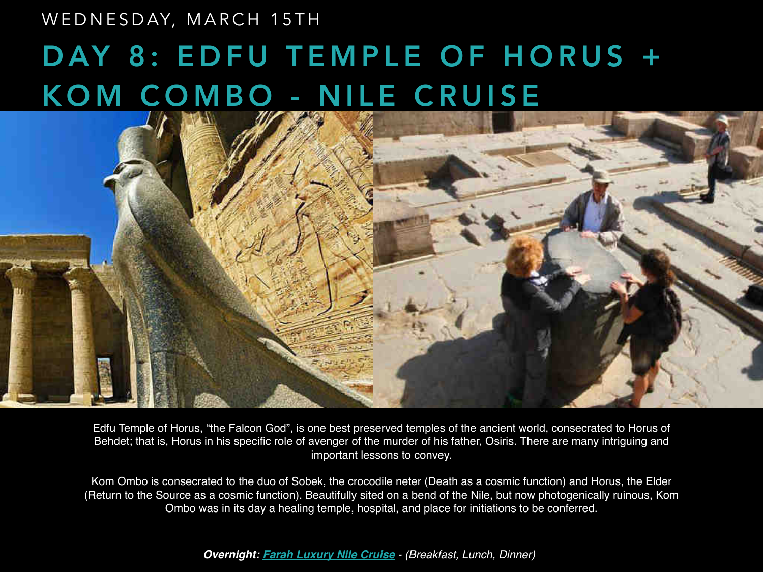WEDNESDAY, MARCH 15TH

# DAY 8: EDFU TEMPLE OF HORUS + KOM COMBO - NILE CRUISE

Edfu Temple of Horus, "the Falcon God", is one best preserved temples of the ancient world, consecrated to Horus of Behdet; that is, Horus in his specific role of avenger of the murder of his father, Osiris. There are many intriguing and important lessons to convey.

Kom Ombo is consecrated to the duo of Sobek, the crocodile neter (Death as a cosmic function) and Horus, the Elder (Return to the Source as a cosmic function). Beautifully sited on a bend of the Nile, but now photogenically ruinous, Kom Ombo was in its day a healing temple, hospital, and place for initiations to be conferred.

***Overnight:*** ***Farah Luxury Nile Cruise*** *- (Breakfast, Lunch, Dinner)*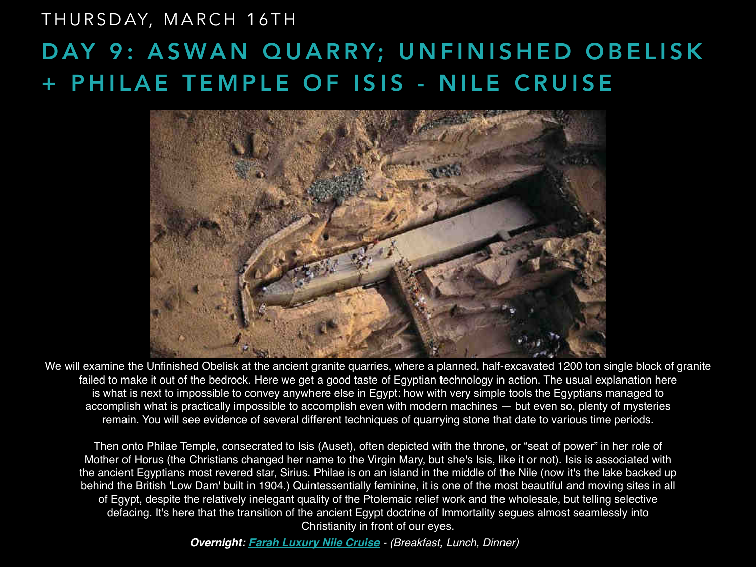THURSDAY, MARCH 16TH

# DAY 9: ASWAN QUARRY; UNFINISHED OBELISK + PHILAE TEMPLE OF ISIS - NILE CRUISE

We will examine the Unfinished Obelisk at the ancient granite quarries, where a planned, half-excavated 1200 ton single block of granite failed to make it out of the bedrock. Here we get a good taste of Egyptian technology in action. The usual explanation here is what is next to impossible to convey anywhere else in Egypt: how with very simple tools the Egyptians managed to accomplish what is practically impossible to accomplish even with modern machines — but even so, plenty of mysteries remain. You will see evidence of several different techniques of quarrying stone that date to various time periods.

Then onto Philae Temple, consecrated to Isis (Auset), often depicted with the throne, or "seat of power" in her role of Mother of Horus (the Christians changed her name to the Virgin Mary, but she's Isis, like it or not). Isis is associated with the ancient Egyptians most revered star, Sirius. Philae is on an island in the middle of the Nile (now it's the lake backed up behind the British 'Low Dam' built in 1904.) Quintessentially feminine, it is one of the most beautiful and moving sites in all of Egypt, despite the relatively inelegant quality of the Ptolemaic relief work and the wholesale, but telling selective defacing. It's here that the transition of the ancient Egypt doctrine of Immortality segues almost seamlessly into Christianity in front of our eyes.

***Overnight:*** ***Farah Luxury Nile Cruise*** *- (Breakfast, Lunch, Dinner)*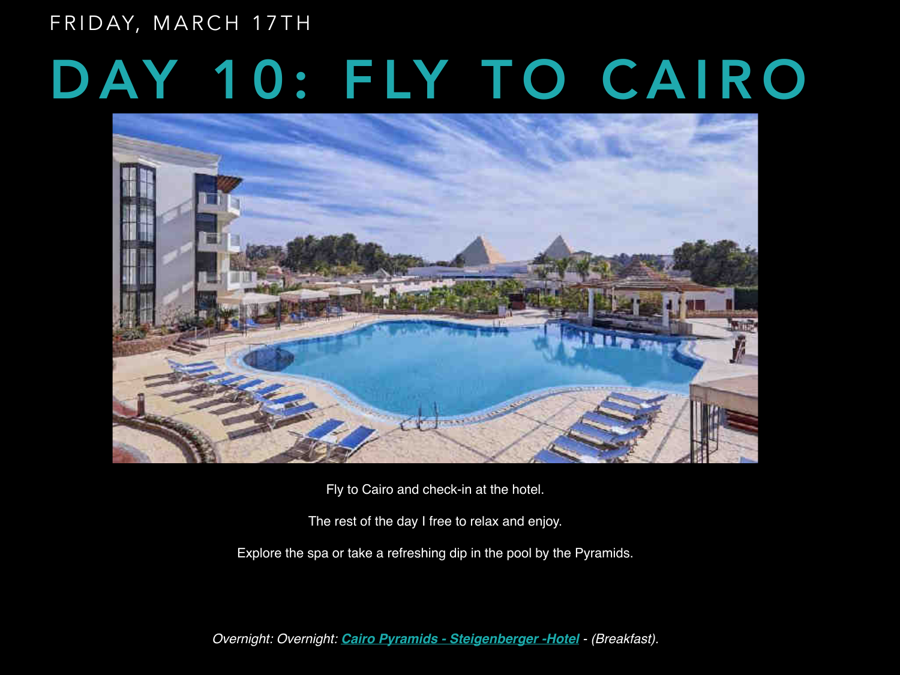FRIDAY, MARCH 17TH

# DAY 10: FLY TO CAIRO

Fly to Cairo and check-in at the hotel.

The rest of the day I free to relax and enjoy.

Explore the spa or take a refreshing dip in the pool by the Pyramids.

*Overnight: Overnight: **Cairo Pyramids - Steigenberger -Hotel** - (Breakfast).*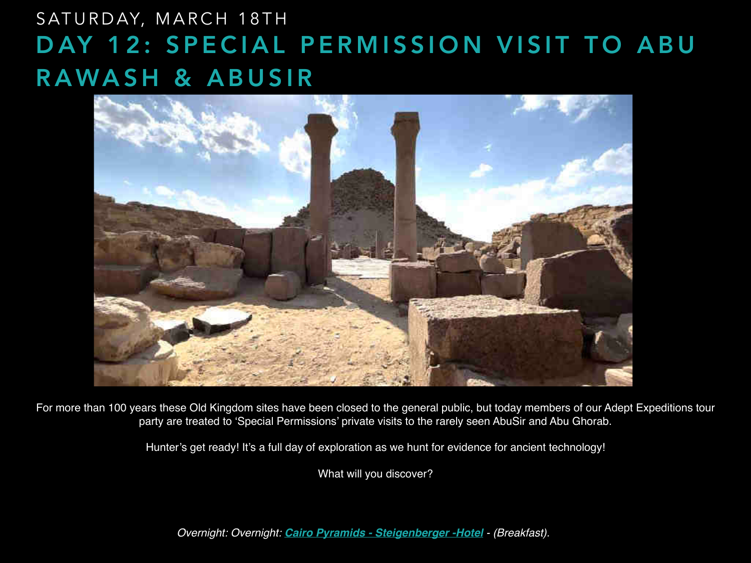SATURDAY, MARCH 18TH

# DAY 12: SPECIAL PERMISSION VISIT TO ABU RAWASH & ABUSIR

For more than 100 years these Old Kingdom sites have been closed to the general public, but today members of our Adept Expeditions tour party are treated to 'Special Permissions' private visits to the rarely seen AbuSir and Abu Ghorab.

Hunter's get ready! It's a full day of exploration as we hunt for evidence for ancient technology!

What will you discover?

*Overnight: Overnight: **Cairo Pyramids - Steigenberger -Hotel** - (Breakfast).*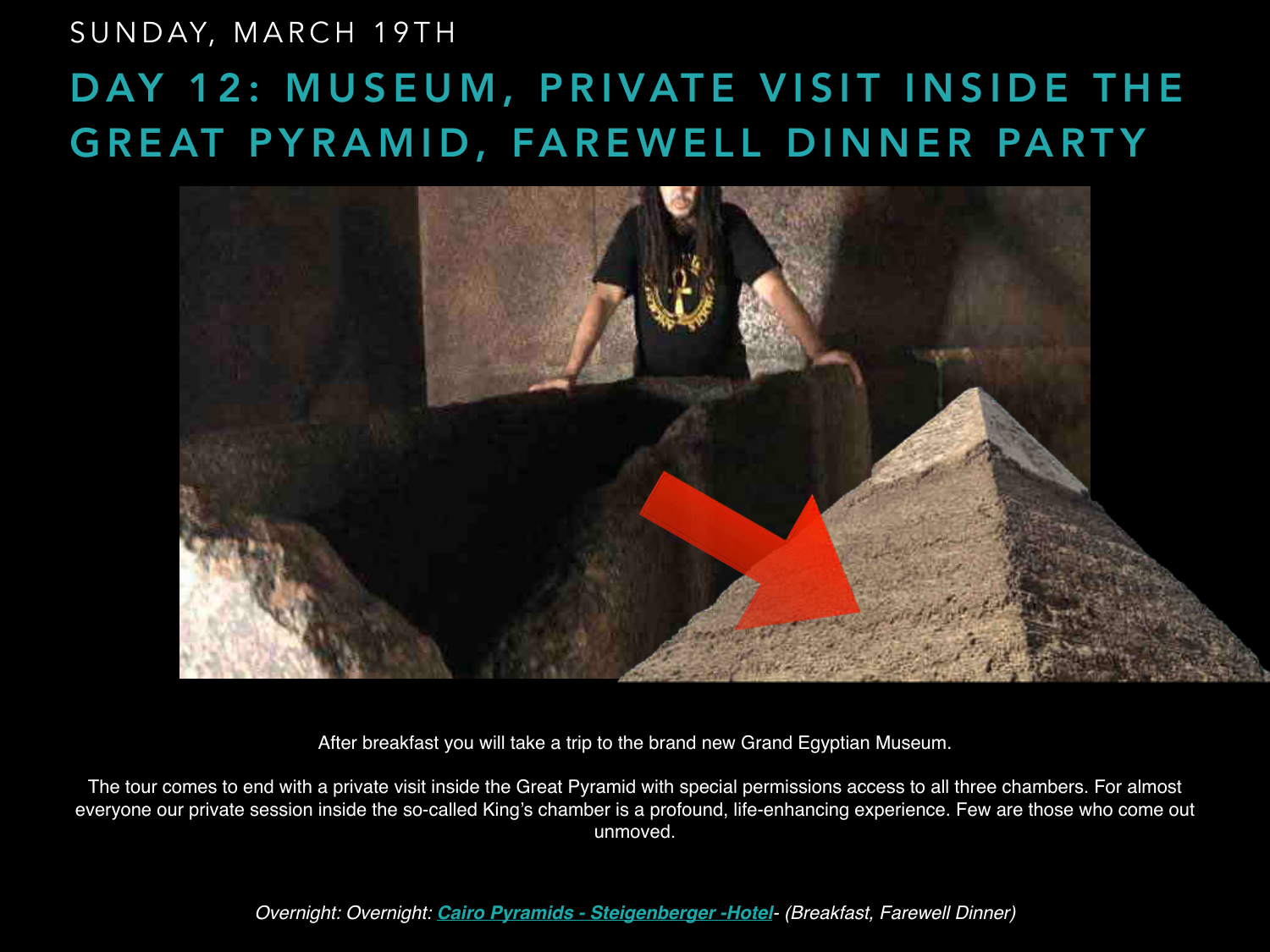SUNDAY, MARCH 19TH

# DAY 12: MUSEUM, PRIVATE VISIT INSIDE THE GREAT PYRAMID, FAREWELL DINNER PARTY

After breakfast you will take a trip to the brand new Grand Egyptian Museum.

The tour comes to end with a private visit inside the Great Pyramid with special permissions access to all three chambers. For almost everyone our private session inside the so-called King's chamber is a profound, life-enhancing experience. Few are those who come out unmoved.

*Overnight: Overnight: **Cairo Pyramids - Steigenberger -Hotel**- (Breakfast, Farewell Dinner)*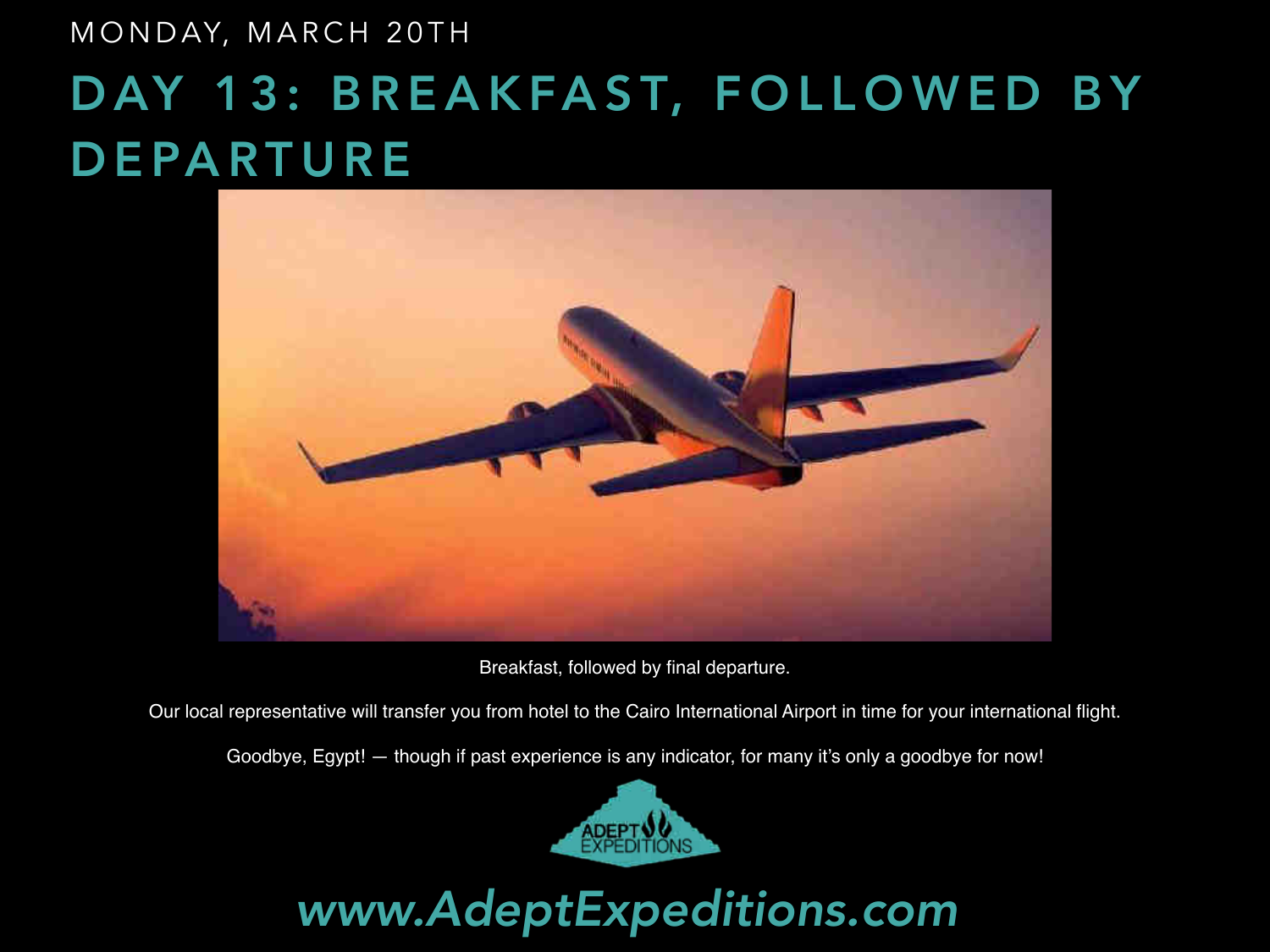MONDAY, MARCH 20TH

# DAY 13: BREAKFAST, FOLLOWED BY DEPARTURE

Breakfast, followed by final departure.

Our local representative will transfer you from hotel to the Cairo International Airport in time for your international flight.

Goodbye, Egypt! — though if past experience is any indicator, for many it's only a goodbye for now!

ADEPT EXPEDITIONS

*www.AdeptExpeditions.com*